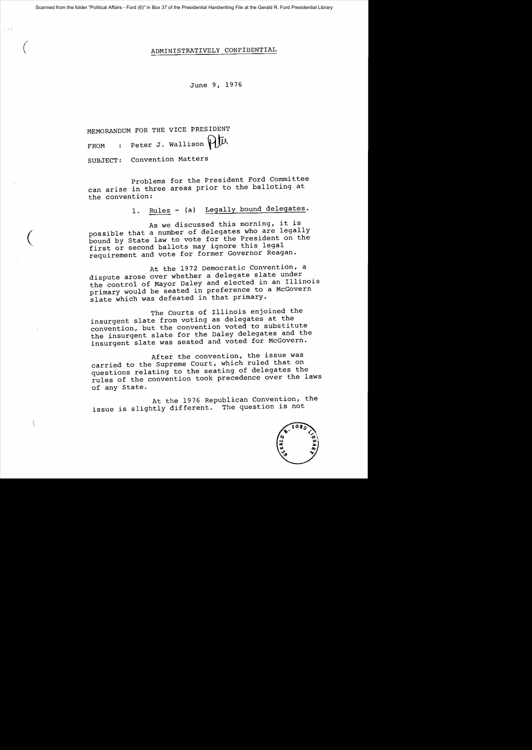ADMINISTRATIVELY CONFIDENTIAL

June 9, 1976

MEMORANDUM FOR THE VICE PRESIDENT

FROM : Peter J. Wallison

SUBJECT: Convention Matters

Problems for the President Ford Committee can arise in three areas prior to the balloting at the convention:

1. Rules - (a) Legally bound delegates.

As we discussed this morning, it is possible that a number of delegates who are legally bound by State law to vote for the President on the first or second ballots may ignore this legal requirement and vote for former Governor Reagan.

At the 1972 Democratic Convention, a dispute arose over whether a delegate slate under the control of Mayor Daley and elected in an Illinois primary would be seated in preference to a McGovern slate which was defeated in that primary.

The Courts of Illinois enjoined the insurgent slate from voting as delegates at the convention, but the convention voted to substitute the insurgent slate for the Daley delegates and the insurgent slate was seated and voted for McGovern.

After the convention, the issue was carried to the Supreme Court, which ruled that on questions relating to the seating of delegates the rules of the convention took precedence over the laws of any State.

At the 1976 Republican Convention, the issue is slightly different. The question is not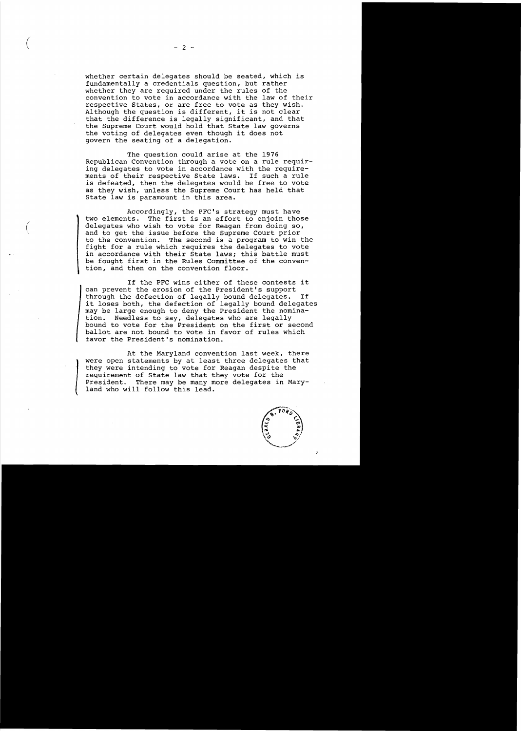whether certain delegates should be seated, which is fundamentally a credentials question, but rather whether they are required under the rules of the convention to vote in accordance with the law of their respective States, or are free to vote as they wish. Although the question is different, it is not clear that the difference is legally significant, and that the Supreme Court would hold that State law governs the voting of delegates even though it does not govern the seating of a delegation.

The question could arise at the 1976 Republican Convention through a vote on a rule requiring delegates to vote in accordance with the requirements of their respective State laws. If such a rule is defeated, then the delegates would be free to vote as they wish, unless the Supreme Court has held that State law is paramount in this area.

Accordingly, the PFC's strategy must have two elements. The first is an effort to enjoin those delegates who wish to vote for Reagan from doing so, and to get the issue before the Supreme Court prior to the convention. The second is a program to win the fight for a rule which requires the delegates to vote in accordance with their State laws; this battle must be fought first in the Rules Committee of the convention, and then on the convention floor.

If the PFC wins either of these contests it can prevent the erosion of the President's support through the defection of legally bound delegates. If it loses both, the defection of legally bound delegates may be large enough to deny the President the nomination. Needless to say, delegates who are legally bound to vote for the President on the first or second ballot are not bound to vote in favor of rules which favor the President's nomination.

At the Maryland convention last week, there were open statements by at least three delegates that they were intending to vote for Reagan despite the requirement of State law that they vote for the President. There may be many more delegates in Maryland who will follow this lead.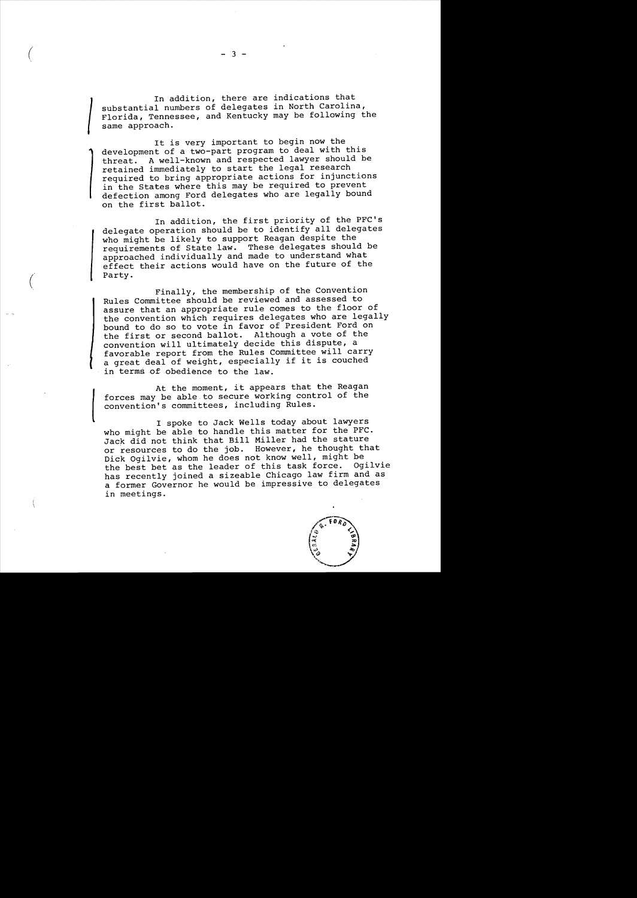In addition, there are indications that substantial numbers of delegates in North Carolina, Florida, Tennessee, and Kentucky may be following the same approach.

It is very important to begin now the development of a two-part program to deal with this threat. A well-known and respected lawyer should be retained immediately to start the legal research required to bring appropriate actions for injunctions in the States where this may be required to prevent defection among Ford delegates who are legally bound on the first ballot.

In addition, the first priority of the PFC's delegate operation should be to identify all delegates who might be likely to support Reagan despite the requirements of State law. These delegates should be approached individually and made to understand what effect their actions would have on the future of the Party.

Finally, the membership of the Convention Rules Committee should be reviewed and assessed to assure that an appropriate rule comes to the floor of the convention which requires delegates who are legally bound to do so to vote in favor of President Ford on the first or second ballot. Although a vote of the convention will ultimately decide this dispute, a favorable report from the Rules Committee will carry a great deal of weight, especially if it is couched in terms of obedience to the law.

At the moment, it appears that the Reagan forces may be able to secure working control of the convention's committees, including Rules.

I spoke to Jack Wells today about lawyers who might be able to handle this matter for the PFC. Jack did not think that Bill Miller had the stature or resources to do the job. However, he thought that Dick Ogilvie, whom he does not know well, might be the best bet as the leader of this task force. Ogilvie has recently joined a sizeable Chicago law firm and as a former Governor he would be impressive to delegates in meetings.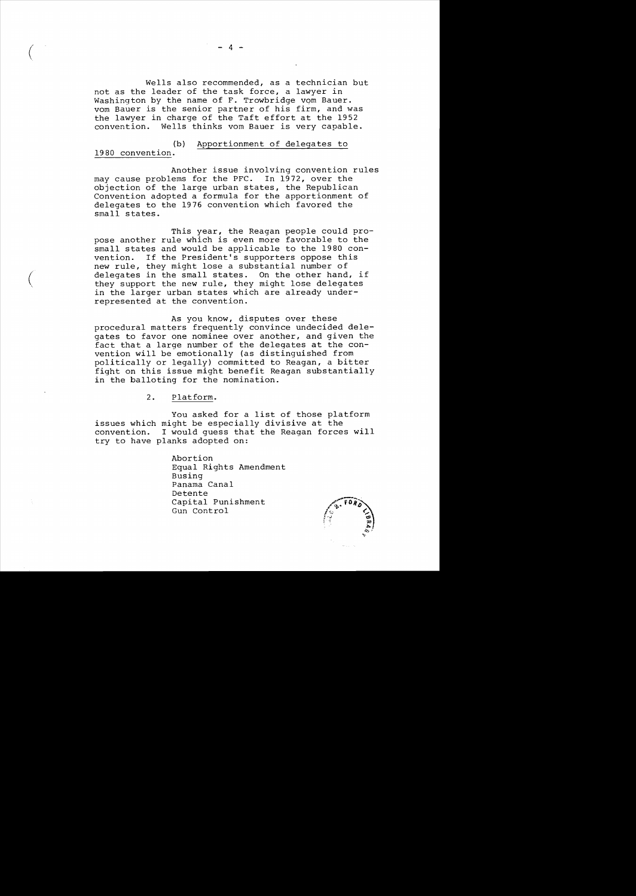Wells also recommended, as a technician but not as the leader of the task force, a lawyer in Washington by the name of F. Trowbridge vom Bauer. vom Bauer is the senior partner of his firm, and was the lawyer in charge of the Taft effort at the 1952 convention. Wells thinks vom Bauer is very capable.

(b) Apportionment of delegates to 1980 convention.

Another issue involving convention rules may cause problems for the PFC. In 1972, over the objection of the large urban states, the Republican Convention adopted a formula for the apportionment of delegates to the 1976 convention which favored the small states.

This year, the Reagan people could propose another rule which is even more favorable to the small states and would be applicable to the 1980 convention. If the President's supporters oppose this new rule, they might lose a substantial number of delegates in the small states. On the other hand, if they support the new rule, they might lose delegates in the larger urban states which are already underrepresented at the convention.

As you know, disputes over these procedural matters frequently convince undecided delegates to favor one nominee over another, and given the fact that a large number of the delegates at the convention will be emotionally (as distinguished from politically or legally) committed to Reagan, a bitter fight on this issue might benefit Reagan substantially in the balloting for the nomination.

2. Platform.

You asked for a list of those platform issues which might be especially divisive at the convention. I would guess that the Reagan forces will try to have planks adopted on:

Abortion
Equal Rights Amendment
Busing
Panama Canal
Detente
Capital Punishment
Gun Control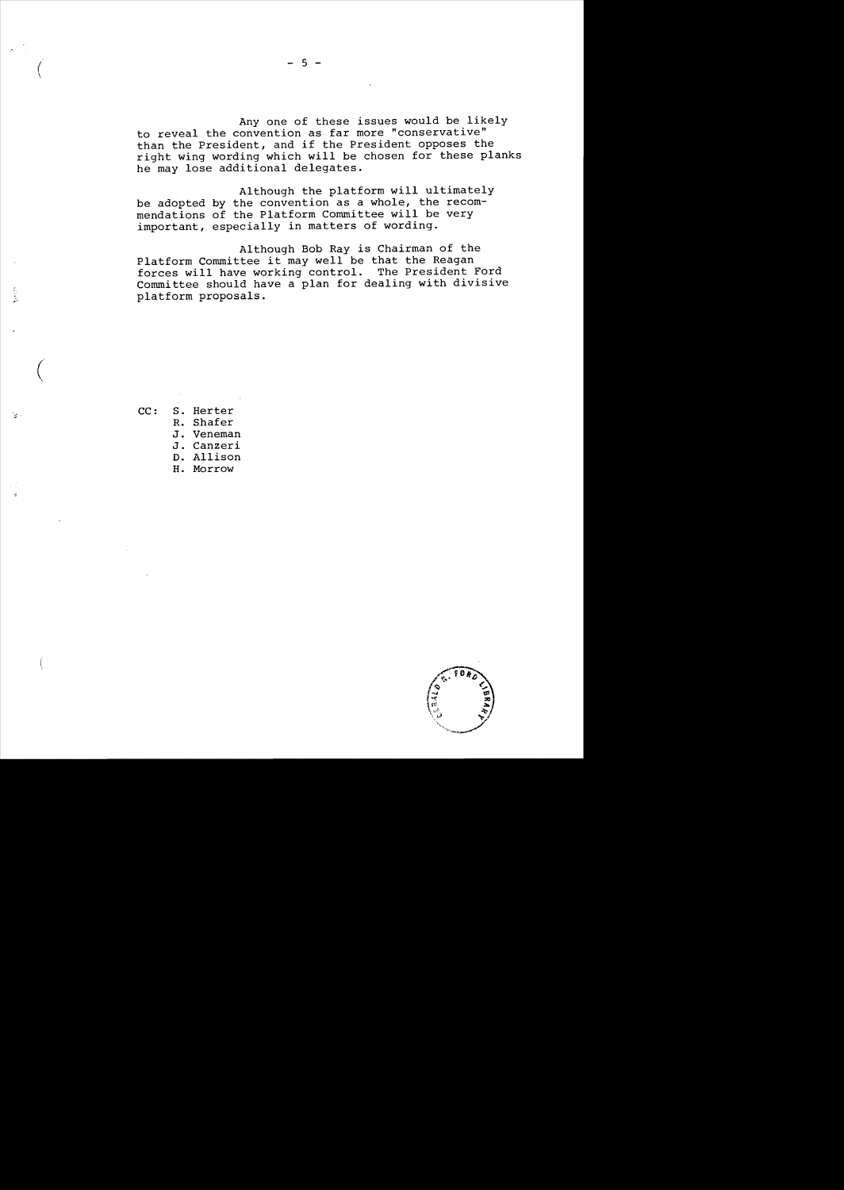Any one of these issues would be likely to reveal the convention as far more "conservative" than the President, and if the President opposes the right wing wording which will be chosen for these planks he may lose additional delegates.

Although the platform will ultimately be adopted by the convention as a whole, the recommendations of the Platform Committee will be very important, especially in matters of wording.

Although Bob Ray is Chairman of the Platform Committee it may well be that the Reagan forces will have working control. The President Ford Committee should have a plan for dealing with divisive platform proposals.

CC: S. Herter
R. Shafer
J. Veneman
J. Canzeri
D. Allison
H. Morrow